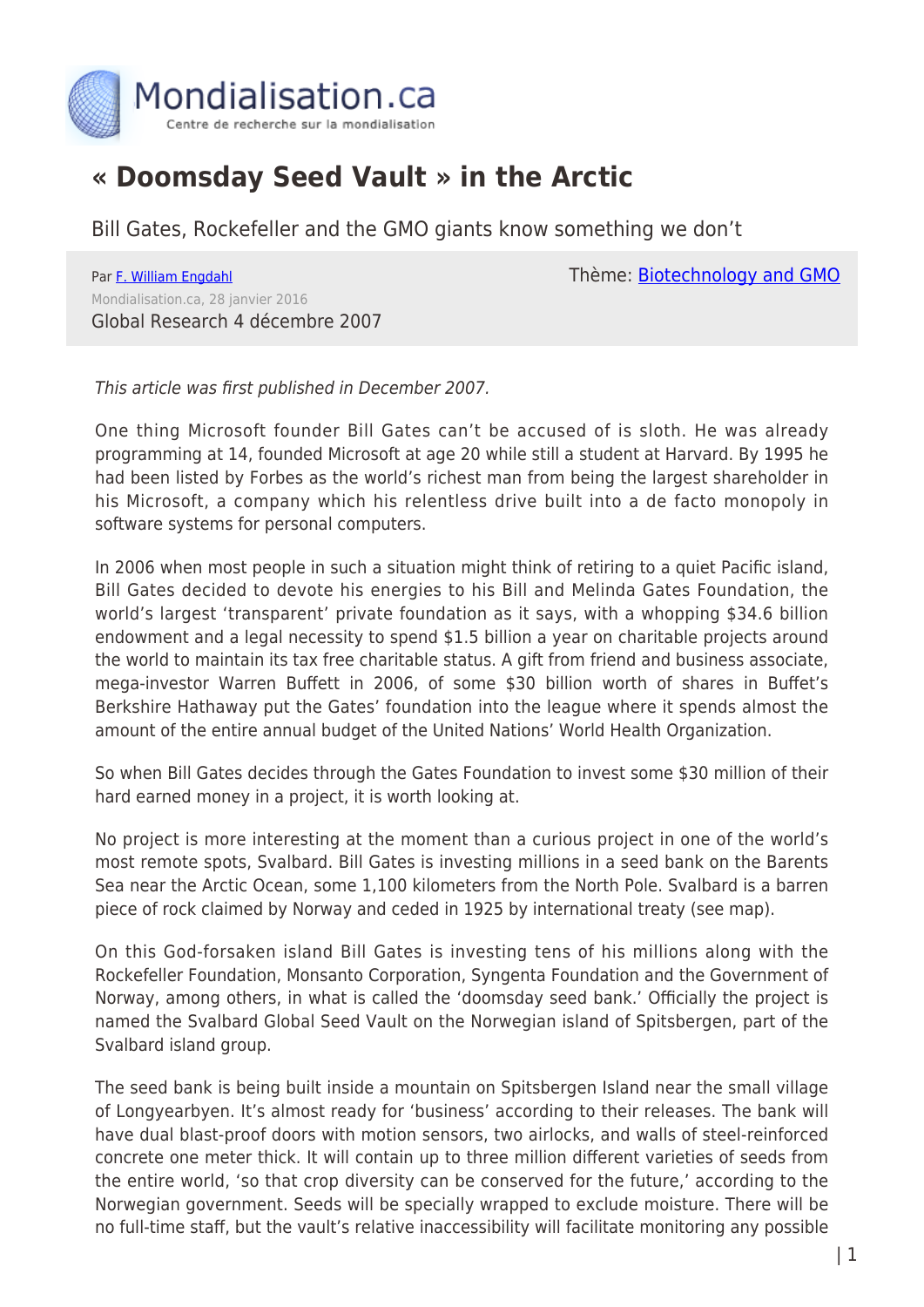# « Doomsday Seed Vault » in the Arctic

Bill Gates, Rockefeller and the GMO giants know something we don't

Par F. William Engdahl
Mondialisation.ca, 28 janvier 2016
Global Research 4 décembre 2007

Thème: Biotechnology and GMO

*This article was first published in December 2007.*

One thing Microsoft founder Bill Gates can't be accused of is sloth. He was already programming at 14, founded Microsoft at age 20 while still a student at Harvard. By 1995 he had been listed by Forbes as the world's richest man from being the largest shareholder in his Microsoft, a company which his relentless drive built into a de facto monopoly in software systems for personal computers.

In 2006 when most people in such a situation might think of retiring to a quiet Pacific island, Bill Gates decided to devote his energies to his Bill and Melinda Gates Foundation, the world's largest 'transparent' private foundation as it says, with a whopping $34.6 billion endowment and a legal necessity to spend $1.5 billion a year on charitable projects around the world to maintain its tax free charitable status. A gift from friend and business associate, mega-investor Warren Buffett in 2006, of some $30 billion worth of shares in Buffet's Berkshire Hathaway put the Gates' foundation into the league where it spends almost the amount of the entire annual budget of the United Nations' World Health Organization.

So when Bill Gates decides through the Gates Foundation to invest some $30 million of their hard earned money in a project, it is worth looking at.

No project is more interesting at the moment than a curious project in one of the world's most remote spots, Svalbard. Bill Gates is investing millions in a seed bank on the Barents Sea near the Arctic Ocean, some 1,100 kilometers from the North Pole. Svalbard is a barren piece of rock claimed by Norway and ceded in 1925 by international treaty (see map).

On this God-forsaken island Bill Gates is investing tens of his millions along with the Rockefeller Foundation, Monsanto Corporation, Syngenta Foundation and the Government of Norway, among others, in what is called the 'doomsday seed bank.' Officially the project is named the Svalbard Global Seed Vault on the Norwegian island of Spitsbergen, part of the Svalbard island group.

The seed bank is being built inside a mountain on Spitsbergen Island near the small village of Longyearbyen. It's almost ready for 'business' according to their releases. The bank will have dual blast-proof doors with motion sensors, two airlocks, and walls of steel-reinforced concrete one meter thick. It will contain up to three million different varieties of seeds from the entire world, 'so that crop diversity can be conserved for the future,' according to the Norwegian government. Seeds will be specially wrapped to exclude moisture. There will be no full-time staff, but the vault's relative inaccessibility will facilitate monitoring any possible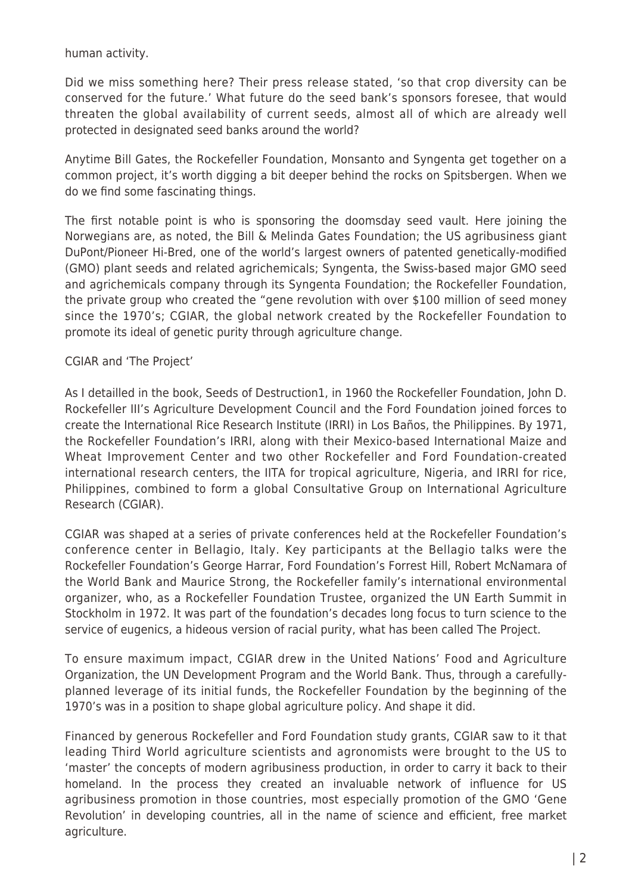human activity.

Did we miss something here? Their press release stated, 'so that crop diversity can be conserved for the future.' What future do the seed bank's sponsors foresee, that would threaten the global availability of current seeds, almost all of which are already well protected in designated seed banks around the world?

Anytime Bill Gates, the Rockefeller Foundation, Monsanto and Syngenta get together on a common project, it's worth digging a bit deeper behind the rocks on Spitsbergen. When we do we find some fascinating things.

The first notable point is who is sponsoring the doomsday seed vault. Here joining the Norwegians are, as noted, the Bill & Melinda Gates Foundation; the US agribusiness giant DuPont/Pioneer Hi-Bred, one of the world's largest owners of patented genetically-modified (GMO) plant seeds and related agrichemicals; Syngenta, the Swiss-based major GMO seed and agrichemicals company through its Syngenta Foundation; the Rockefeller Foundation, the private group who created the "gene revolution with over $100 million of seed money since the 1970's; CGIAR, the global network created by the Rockefeller Foundation to promote its ideal of genetic purity through agriculture change.

CGIAR and 'The Project'

As I detailled in the book, Seeds of Destruction[1], in 1960 the Rockefeller Foundation, John D. Rockefeller III's Agriculture Development Council and the Ford Foundation joined forces to create the International Rice Research Institute (IRRI) in Los Baños, the Philippines. By 1971, the Rockefeller Foundation's IRRI, along with their Mexico-based International Maize and Wheat Improvement Center and two other Rockefeller and Ford Foundation-created international research centers, the IITA for tropical agriculture, Nigeria, and IRRI for rice, Philippines, combined to form a global Consultative Group on International Agriculture Research (CGIAR).

CGIAR was shaped at a series of private conferences held at the Rockefeller Foundation's conference center in Bellagio, Italy. Key participants at the Bellagio talks were the Rockefeller Foundation's George Harrar, Ford Foundation's Forrest Hill, Robert McNamara of the World Bank and Maurice Strong, the Rockefeller family's international environmental organizer, who, as a Rockefeller Foundation Trustee, organized the UN Earth Summit in Stockholm in 1972. It was part of the foundation's decades long focus to turn science to the service of eugenics, a hideous version of racial purity, what has been called The Project.

To ensure maximum impact, CGIAR drew in the United Nations' Food and Agriculture Organization, the UN Development Program and the World Bank. Thus, through a carefully-planned leverage of its initial funds, the Rockefeller Foundation by the beginning of the 1970's was in a position to shape global agriculture policy. And shape it did.

Financed by generous Rockefeller and Ford Foundation study grants, CGIAR saw to it that leading Third World agriculture scientists and agronomists were brought to the US to 'master' the concepts of modern agribusiness production, in order to carry it back to their homeland. In the process they created an invaluable network of influence for US agribusiness promotion in those countries, most especially promotion of the GMO 'Gene Revolution' in developing countries, all in the name of science and efficient, free market agriculture.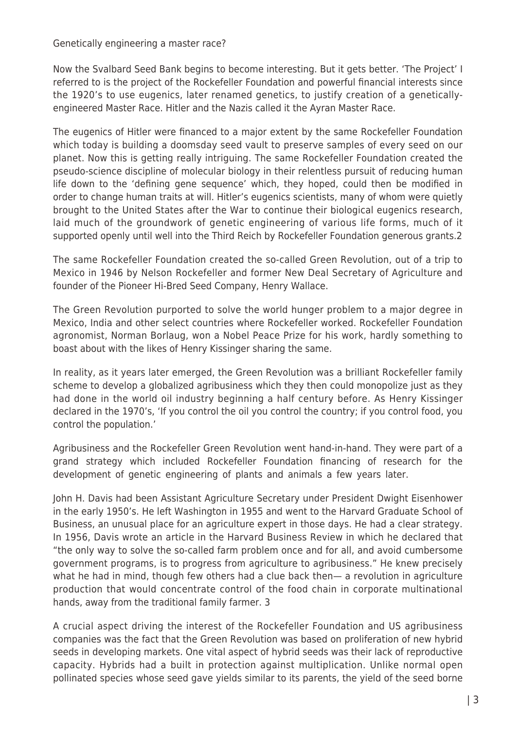Genetically engineering a master race?

Now the Svalbard Seed Bank begins to become interesting. But it gets better. 'The Project' I referred to is the project of the Rockefeller Foundation and powerful financial interests since the 1920's to use eugenics, later renamed genetics, to justify creation of a genetically-engineered Master Race. Hitler and the Nazis called it the Ayran Master Race.

The eugenics of Hitler were financed to a major extent by the same Rockefeller Foundation which today is building a doomsday seed vault to preserve samples of every seed on our planet. Now this is getting really intriguing. The same Rockefeller Foundation created the pseudo-science discipline of molecular biology in their relentless pursuit of reducing human life down to the 'defining gene sequence' which, they hoped, could then be modified in order to change human traits at will. Hitler's eugenics scientists, many of whom were quietly brought to the United States after the War to continue their biological eugenics research, laid much of the groundwork of genetic engineering of various life forms, much of it supported openly until well into the Third Reich by Rockefeller Foundation generous grants.2

The same Rockefeller Foundation created the so-called Green Revolution, out of a trip to Mexico in 1946 by Nelson Rockefeller and former New Deal Secretary of Agriculture and founder of the Pioneer Hi-Bred Seed Company, Henry Wallace.

The Green Revolution purported to solve the world hunger problem to a major degree in Mexico, India and other select countries where Rockefeller worked. Rockefeller Foundation agronomist, Norman Borlaug, won a Nobel Peace Prize for his work, hardly something to boast about with the likes of Henry Kissinger sharing the same.

In reality, as it years later emerged, the Green Revolution was a brilliant Rockefeller family scheme to develop a globalized agribusiness which they then could monopolize just as they had done in the world oil industry beginning a half century before. As Henry Kissinger declared in the 1970's, 'If you control the oil you control the country; if you control food, you control the population.'

Agribusiness and the Rockefeller Green Revolution went hand-in-hand. They were part of a grand strategy which included Rockefeller Foundation financing of research for the development of genetic engineering of plants and animals a few years later.

John H. Davis had been Assistant Agriculture Secretary under President Dwight Eisenhower in the early 1950's. He left Washington in 1955 and went to the Harvard Graduate School of Business, an unusual place for an agriculture expert in those days. He had a clear strategy. In 1956, Davis wrote an article in the Harvard Business Review in which he declared that "the only way to solve the so-called farm problem once and for all, and avoid cumbersome government programs, is to progress from agriculture to agribusiness." He knew precisely what he had in mind, though few others had a clue back then— a revolution in agriculture production that would concentrate control of the food chain in corporate multinational hands, away from the traditional family farmer. 3

A crucial aspect driving the interest of the Rockefeller Foundation and US agribusiness companies was the fact that the Green Revolution was based on proliferation of new hybrid seeds in developing markets. One vital aspect of hybrid seeds was their lack of reproductive capacity. Hybrids had a built in protection against multiplication. Unlike normal open pollinated species whose seed gave yields similar to its parents, the yield of the seed borne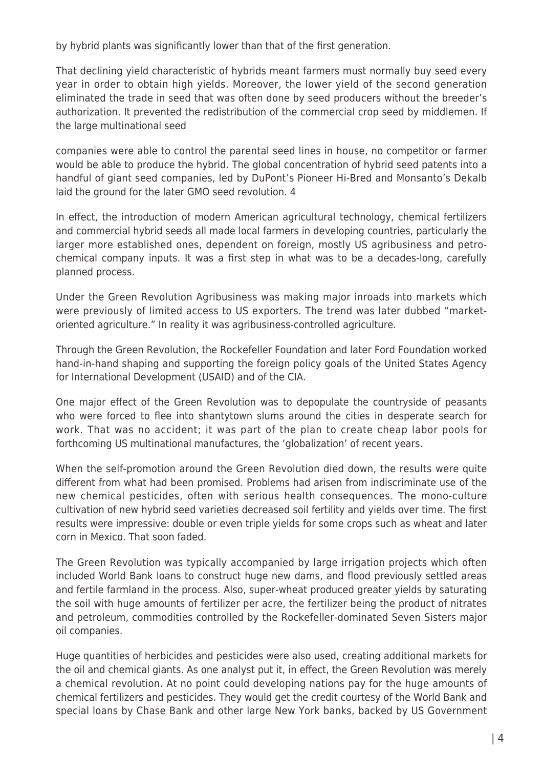by hybrid plants was significantly lower than that of the first generation.

That declining yield characteristic of hybrids meant farmers must normally buy seed every year in order to obtain high yields. Moreover, the lower yield of the second generation eliminated the trade in seed that was often done by seed producers without the breeder's authorization. It prevented the redistribution of the commercial crop seed by middlemen. If the large multinational seed

companies were able to control the parental seed lines in house, no competitor or farmer would be able to produce the hybrid. The global concentration of hybrid seed patents into a handful of giant seed companies, led by DuPont's Pioneer Hi-Bred and Monsanto's Dekalb laid the ground for the later GMO seed revolution. 4

In effect, the introduction of modern American agricultural technology, chemical fertilizers and commercial hybrid seeds all made local farmers in developing countries, particularly the larger more established ones, dependent on foreign, mostly US agribusiness and petro-chemical company inputs. It was a first step in what was to be a decades-long, carefully planned process.

Under the Green Revolution Agribusiness was making major inroads into markets which were previously of limited access to US exporters. The trend was later dubbed "market-oriented agriculture." In reality it was agribusiness-controlled agriculture.

Through the Green Revolution, the Rockefeller Foundation and later Ford Foundation worked hand-in-hand shaping and supporting the foreign policy goals of the United States Agency for International Development (USAID) and of the CIA.

One major effect of the Green Revolution was to depopulate the countryside of peasants who were forced to flee into shantytown slums around the cities in desperate search for work. That was no accident; it was part of the plan to create cheap labor pools for forthcoming US multinational manufactures, the 'globalization' of recent years.

When the self-promotion around the Green Revolution died down, the results were quite different from what had been promised. Problems had arisen from indiscriminate use of the new chemical pesticides, often with serious health consequences. The mono-culture cultivation of new hybrid seed varieties decreased soil fertility and yields over time. The first results were impressive: double or even triple yields for some crops such as wheat and later corn in Mexico. That soon faded.

The Green Revolution was typically accompanied by large irrigation projects which often included World Bank loans to construct huge new dams, and flood previously settled areas and fertile farmland in the process. Also, super-wheat produced greater yields by saturating the soil with huge amounts of fertilizer per acre, the fertilizer being the product of nitrates and petroleum, commodities controlled by the Rockefeller-dominated Seven Sisters major oil companies.

Huge quantities of herbicides and pesticides were also used, creating additional markets for the oil and chemical giants. As one analyst put it, in effect, the Green Revolution was merely a chemical revolution. At no point could developing nations pay for the huge amounts of chemical fertilizers and pesticides. They would get the credit courtesy of the World Bank and special loans by Chase Bank and other large New York banks, backed by US Government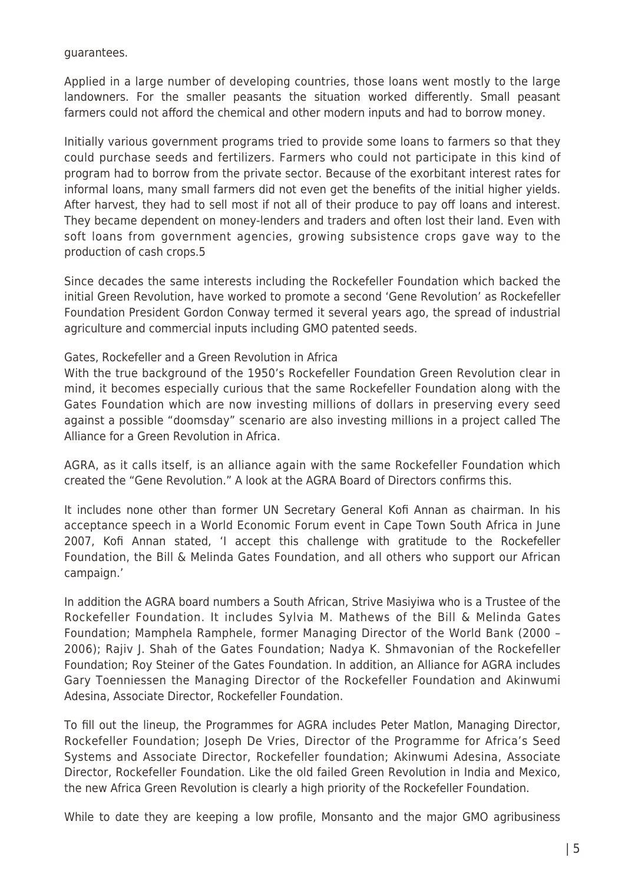guarantees.

Applied in a large number of developing countries, those loans went mostly to the large landowners. For the smaller peasants the situation worked differently. Small peasant farmers could not afford the chemical and other modern inputs and had to borrow money.

Initially various government programs tried to provide some loans to farmers so that they could purchase seeds and fertilizers. Farmers who could not participate in this kind of program had to borrow from the private sector. Because of the exorbitant interest rates for informal loans, many small farmers did not even get the benefits of the initial higher yields. After harvest, they had to sell most if not all of their produce to pay off loans and interest. They became dependent on money-lenders and traders and often lost their land. Even with soft loans from government agencies, growing subsistence crops gave way to the production of cash crops.5

Since decades the same interests including the Rockefeller Foundation which backed the initial Green Revolution, have worked to promote a second 'Gene Revolution' as Rockefeller Foundation President Gordon Conway termed it several years ago, the spread of industrial agriculture and commercial inputs including GMO patented seeds.

## Gates, Rockefeller and a Green Revolution in Africa

With the true background of the 1950's Rockefeller Foundation Green Revolution clear in mind, it becomes especially curious that the same Rockefeller Foundation along with the Gates Foundation which are now investing millions of dollars in preserving every seed against a possible "doomsday" scenario are also investing millions in a project called The Alliance for a Green Revolution in Africa.

AGRA, as it calls itself, is an alliance again with the same Rockefeller Foundation which created the "Gene Revolution." A look at the AGRA Board of Directors confirms this.

It includes none other than former UN Secretary General Kofi Annan as chairman. In his acceptance speech in a World Economic Forum event in Cape Town South Africa in June 2007, Kofi Annan stated, 'I accept this challenge with gratitude to the Rockefeller Foundation, the Bill & Melinda Gates Foundation, and all others who support our African campaign.'

In addition the AGRA board numbers a South African, Strive Masiyiwa who is a Trustee of the Rockefeller Foundation. It includes Sylvia M. Mathews of the Bill & Melinda Gates Foundation; Mamphela Ramphele, former Managing Director of the World Bank (2000 – 2006); Rajiv J. Shah of the Gates Foundation; Nadya K. Shmavonian of the Rockefeller Foundation; Roy Steiner of the Gates Foundation. In addition, an Alliance for AGRA includes Gary Toenniessen the Managing Director of the Rockefeller Foundation and Akinwumi Adesina, Associate Director, Rockefeller Foundation.

To fill out the lineup, the Programmes for AGRA includes Peter Matlon, Managing Director, Rockefeller Foundation; Joseph De Vries, Director of the Programme for Africa's Seed Systems and Associate Director, Rockefeller foundation; Akinwumi Adesina, Associate Director, Rockefeller Foundation. Like the old failed Green Revolution in India and Mexico, the new Africa Green Revolution is clearly a high priority of the Rockefeller Foundation.

While to date they are keeping a low profile, Monsanto and the major GMO agribusiness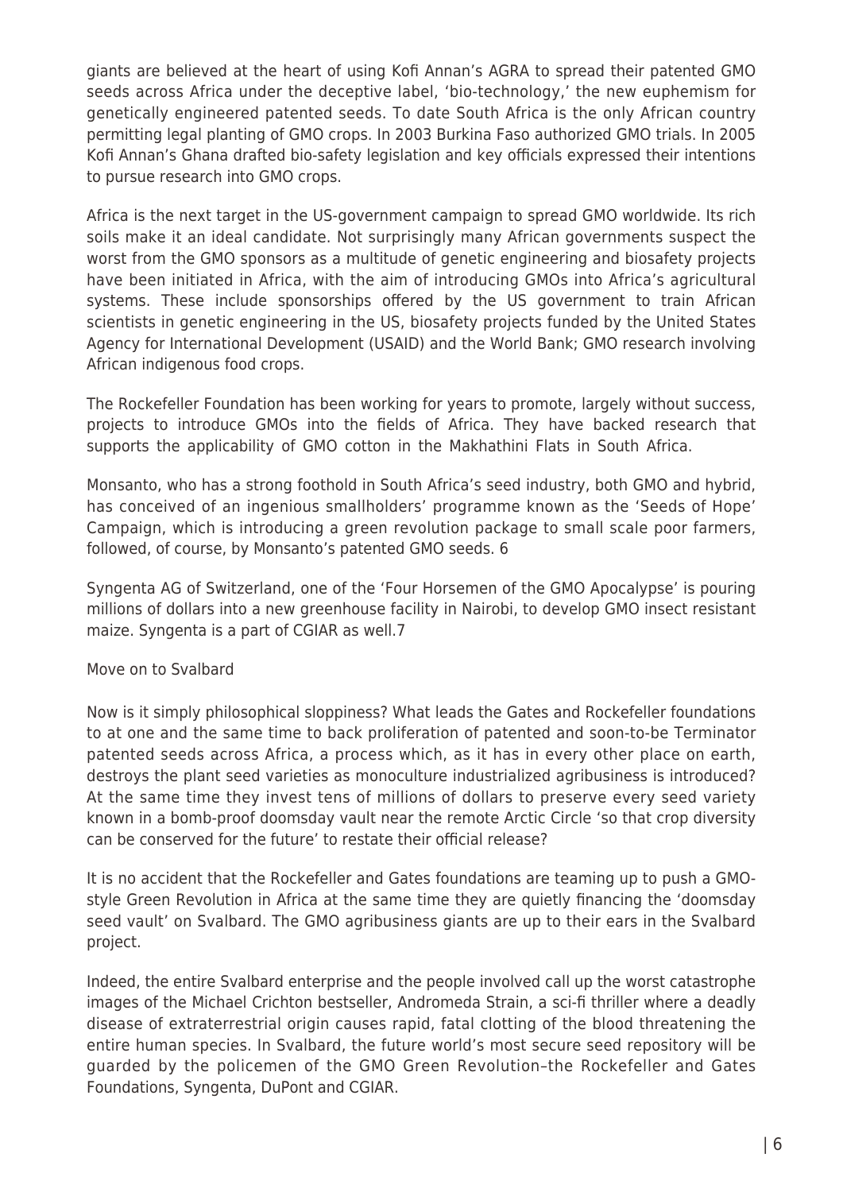giants are believed at the heart of using Kofi Annan's AGRA to spread their patented GMO seeds across Africa under the deceptive label, 'bio-technology,' the new euphemism for genetically engineered patented seeds. To date South Africa is the only African country permitting legal planting of GMO crops. In 2003 Burkina Faso authorized GMO trials. In 2005 Kofi Annan's Ghana drafted bio-safety legislation and key officials expressed their intentions to pursue research into GMO crops.

Africa is the next target in the US-government campaign to spread GMO worldwide. Its rich soils make it an ideal candidate. Not surprisingly many African governments suspect the worst from the GMO sponsors as a multitude of genetic engineering and biosafety projects have been initiated in Africa, with the aim of introducing GMOs into Africa's agricultural systems. These include sponsorships offered by the US government to train African scientists in genetic engineering in the US, biosafety projects funded by the United States Agency for International Development (USAID) and the World Bank; GMO research involving African indigenous food crops.

The Rockefeller Foundation has been working for years to promote, largely without success, projects to introduce GMOs into the fields of Africa. They have backed research that supports the applicability of GMO cotton in the Makhathini Flats in South Africa.

Monsanto, who has a strong foothold in South Africa's seed industry, both GMO and hybrid, has conceived of an ingenious smallholders' programme known as the 'Seeds of Hope' Campaign, which is introducing a green revolution package to small scale poor farmers, followed, of course, by Monsanto's patented GMO seeds. 6

Syngenta AG of Switzerland, one of the 'Four Horsemen of the GMO Apocalypse' is pouring millions of dollars into a new greenhouse facility in Nairobi, to develop GMO insect resistant maize. Syngenta is a part of CGIAR as well.7

Move on to Svalbard

Now is it simply philosophical sloppiness? What leads the Gates and Rockefeller foundations to at one and the same time to back proliferation of patented and soon-to-be Terminator patented seeds across Africa, a process which, as it has in every other place on earth, destroys the plant seed varieties as monoculture industrialized agribusiness is introduced? At the same time they invest tens of millions of dollars to preserve every seed variety known in a bomb-proof doomsday vault near the remote Arctic Circle 'so that crop diversity can be conserved for the future' to restate their official release?

It is no accident that the Rockefeller and Gates foundations are teaming up to push a GMO-style Green Revolution in Africa at the same time they are quietly financing the 'doomsday seed vault' on Svalbard. The GMO agribusiness giants are up to their ears in the Svalbard project.

Indeed, the entire Svalbard enterprise and the people involved call up the worst catastrophe images of the Michael Crichton bestseller, Andromeda Strain, a sci-fi thriller where a deadly disease of extraterrestrial origin causes rapid, fatal clotting of the blood threatening the entire human species. In Svalbard, the future world's most secure seed repository will be guarded by the policemen of the GMO Green Revolution–the Rockefeller and Gates Foundations, Syngenta, DuPont and CGIAR.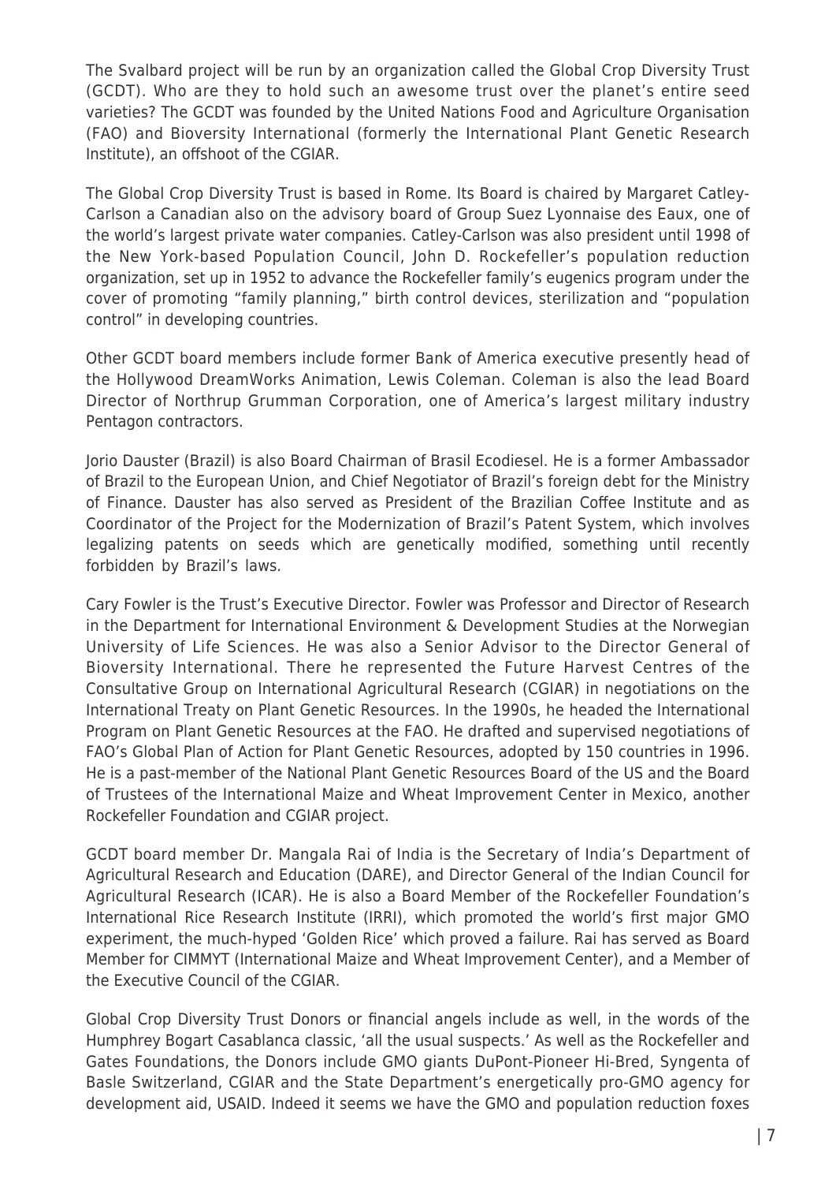The Svalbard project will be run by an organization called the Global Crop Diversity Trust (GCDT). Who are they to hold such an awesome trust over the planet's entire seed varieties? The GCDT was founded by the United Nations Food and Agriculture Organisation (FAO) and Bioversity International (formerly the International Plant Genetic Research Institute), an offshoot of the CGIAR.

The Global Crop Diversity Trust is based in Rome. Its Board is chaired by Margaret Catley-Carlson a Canadian also on the advisory board of Group Suez Lyonnaise des Eaux, one of the world's largest private water companies. Catley-Carlson was also president until 1998 of the New York-based Population Council, John D. Rockefeller's population reduction organization, set up in 1952 to advance the Rockefeller family's eugenics program under the cover of promoting "family planning," birth control devices, sterilization and "population control" in developing countries.

Other GCDT board members include former Bank of America executive presently head of the Hollywood DreamWorks Animation, Lewis Coleman. Coleman is also the lead Board Director of Northrup Grumman Corporation, one of America's largest military industry Pentagon contractors.

Jorio Dauster (Brazil) is also Board Chairman of Brasil Ecodiesel. He is a former Ambassador of Brazil to the European Union, and Chief Negotiator of Brazil's foreign debt for the Ministry of Finance. Dauster has also served as President of the Brazilian Coffee Institute and as Coordinator of the Project for the Modernization of Brazil's Patent System, which involves legalizing patents on seeds which are genetically modified, something until recently forbidden by Brazil's laws.

Cary Fowler is the Trust's Executive Director. Fowler was Professor and Director of Research in the Department for International Environment & Development Studies at the Norwegian University of Life Sciences. He was also a Senior Advisor to the Director General of Bioversity International. There he represented the Future Harvest Centres of the Consultative Group on International Agricultural Research (CGIAR) in negotiations on the International Treaty on Plant Genetic Resources. In the 1990s, he headed the International Program on Plant Genetic Resources at the FAO. He drafted and supervised negotiations of FAO's Global Plan of Action for Plant Genetic Resources, adopted by 150 countries in 1996. He is a past-member of the National Plant Genetic Resources Board of the US and the Board of Trustees of the International Maize and Wheat Improvement Center in Mexico, another Rockefeller Foundation and CGIAR project.

GCDT board member Dr. Mangala Rai of India is the Secretary of India's Department of Agricultural Research and Education (DARE), and Director General of the Indian Council for Agricultural Research (ICAR). He is also a Board Member of the Rockefeller Foundation's International Rice Research Institute (IRRI), which promoted the world's first major GMO experiment, the much-hyped 'Golden Rice' which proved a failure. Rai has served as Board Member for CIMMYT (International Maize and Wheat Improvement Center), and a Member of the Executive Council of the CGIAR.

Global Crop Diversity Trust Donors or financial angels include as well, in the words of the Humphrey Bogart Casablanca classic, 'all the usual suspects.' As well as the Rockefeller and Gates Foundations, the Donors include GMO giants DuPont-Pioneer Hi-Bred, Syngenta of Basle Switzerland, CGIAR and the State Department's energetically pro-GMO agency for development aid, USAID. Indeed it seems we have the GMO and population reduction foxes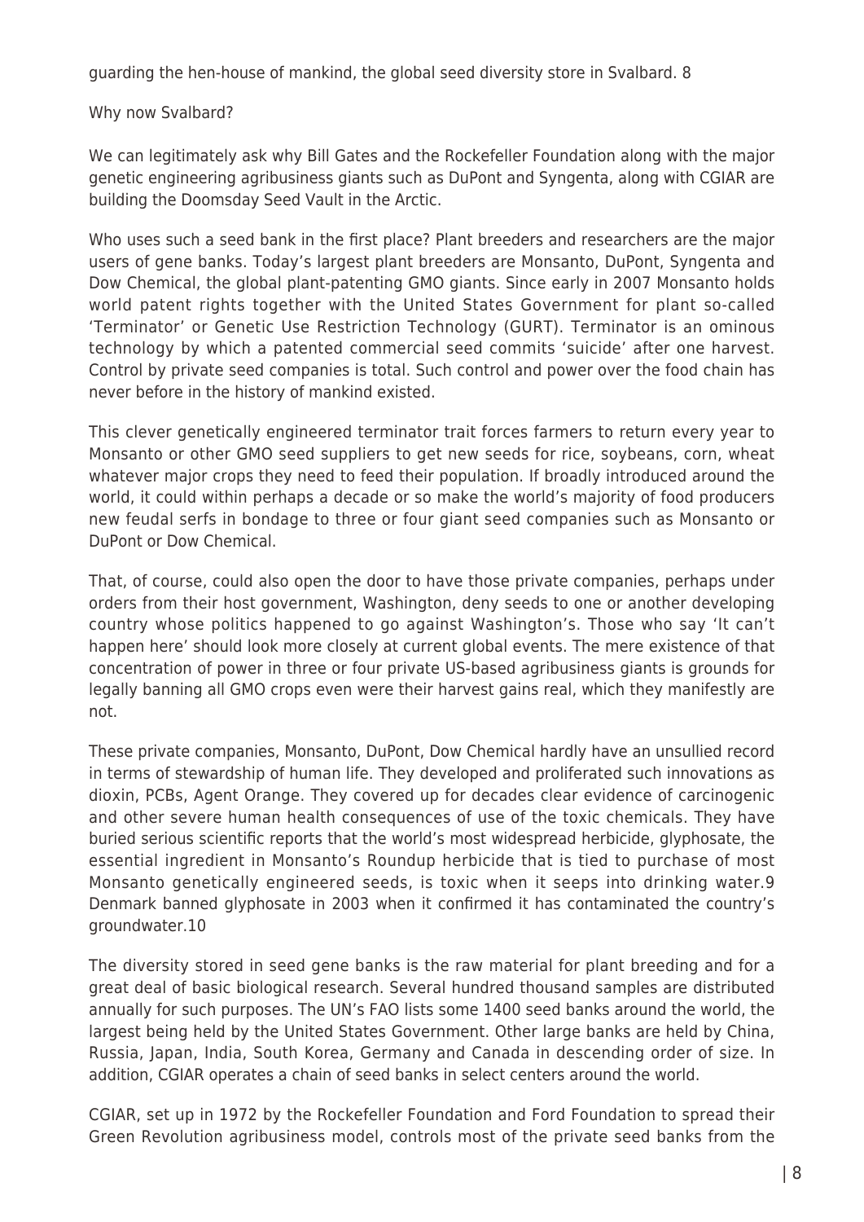guarding the hen-house of mankind, the global seed diversity store in Svalbard. 8

Why now Svalbard?

We can legitimately ask why Bill Gates and the Rockefeller Foundation along with the major genetic engineering agribusiness giants such as DuPont and Syngenta, along with CGIAR are building the Doomsday Seed Vault in the Arctic.

Who uses such a seed bank in the first place? Plant breeders and researchers are the major users of gene banks. Today's largest plant breeders are Monsanto, DuPont, Syngenta and Dow Chemical, the global plant-patenting GMO giants. Since early in 2007 Monsanto holds world patent rights together with the United States Government for plant so-called 'Terminator' or Genetic Use Restriction Technology (GURT). Terminator is an ominous technology by which a patented commercial seed commits 'suicide' after one harvest. Control by private seed companies is total. Such control and power over the food chain has never before in the history of mankind existed.

This clever genetically engineered terminator trait forces farmers to return every year to Monsanto or other GMO seed suppliers to get new seeds for rice, soybeans, corn, wheat whatever major crops they need to feed their population. If broadly introduced around the world, it could within perhaps a decade or so make the world's majority of food producers new feudal serfs in bondage to three or four giant seed companies such as Monsanto or DuPont or Dow Chemical.

That, of course, could also open the door to have those private companies, perhaps under orders from their host government, Washington, deny seeds to one or another developing country whose politics happened to go against Washington's. Those who say 'It can't happen here' should look more closely at current global events. The mere existence of that concentration of power in three or four private US-based agribusiness giants is grounds for legally banning all GMO crops even were their harvest gains real, which they manifestly are not.

These private companies, Monsanto, DuPont, Dow Chemical hardly have an unsullied record in terms of stewardship of human life. They developed and proliferated such innovations as dioxin, PCBs, Agent Orange. They covered up for decades clear evidence of carcinogenic and other severe human health consequences of use of the toxic chemicals. They have buried serious scientific reports that the world's most widespread herbicide, glyphosate, the essential ingredient in Monsanto's Roundup herbicide that is tied to purchase of most Monsanto genetically engineered seeds, is toxic when it seeps into drinking water.9 Denmark banned glyphosate in 2003 when it confirmed it has contaminated the country's groundwater.10

The diversity stored in seed gene banks is the raw material for plant breeding and for a great deal of basic biological research. Several hundred thousand samples are distributed annually for such purposes. The UN's FAO lists some 1400 seed banks around the world, the largest being held by the United States Government. Other large banks are held by China, Russia, Japan, India, South Korea, Germany and Canada in descending order of size. In addition, CGIAR operates a chain of seed banks in select centers around the world.

CGIAR, set up in 1972 by the Rockefeller Foundation and Ford Foundation to spread their Green Revolution agribusiness model, controls most of the private seed banks from the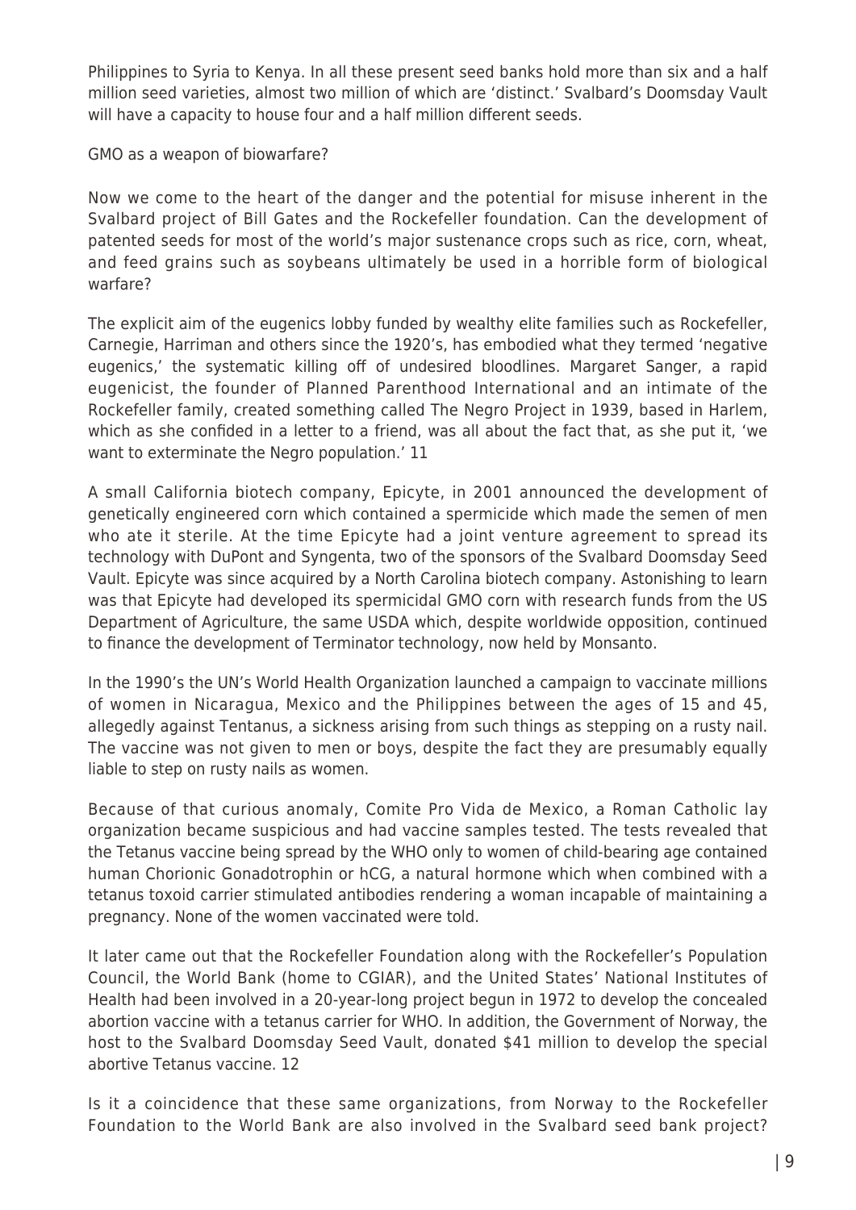Philippines to Syria to Kenya. In all these present seed banks hold more than six and a half million seed varieties, almost two million of which are 'distinct.' Svalbard's Doomsday Vault will have a capacity to house four and a half million different seeds.

## GMO as a weapon of biowarfare?

Now we come to the heart of the danger and the potential for misuse inherent in the Svalbard project of Bill Gates and the Rockefeller foundation. Can the development of patented seeds for most of the world's major sustenance crops such as rice, corn, wheat, and feed grains such as soybeans ultimately be used in a horrible form of biological warfare?

The explicit aim of the eugenics lobby funded by wealthy elite families such as Rockefeller, Carnegie, Harriman and others since the 1920's, has embodied what they termed 'negative eugenics,' the systematic killing off of undesired bloodlines. Margaret Sanger, a rapid eugenicist, the founder of Planned Parenthood International and an intimate of the Rockefeller family, created something called The Negro Project in 1939, based in Harlem, which as she confided in a letter to a friend, was all about the fact that, as she put it, 'we want to exterminate the Negro population.' 11

A small California biotech company, Epicyte, in 2001 announced the development of genetically engineered corn which contained a spermicide which made the semen of men who ate it sterile. At the time Epicyte had a joint venture agreement to spread its technology with DuPont and Syngenta, two of the sponsors of the Svalbard Doomsday Seed Vault. Epicyte was since acquired by a North Carolina biotech company. Astonishing to learn was that Epicyte had developed its spermicidal GMO corn with research funds from the US Department of Agriculture, the same USDA which, despite worldwide opposition, continued to finance the development of Terminator technology, now held by Monsanto.

In the 1990's the UN's World Health Organization launched a campaign to vaccinate millions of women in Nicaragua, Mexico and the Philippines between the ages of 15 and 45, allegedly against Tentanus, a sickness arising from such things as stepping on a rusty nail. The vaccine was not given to men or boys, despite the fact they are presumably equally liable to step on rusty nails as women.

Because of that curious anomaly, Comite Pro Vida de Mexico, a Roman Catholic lay organization became suspicious and had vaccine samples tested. The tests revealed that the Tetanus vaccine being spread by the WHO only to women of child-bearing age contained human Chorionic Gonadotrophin or hCG, a natural hormone which when combined with a tetanus toxoid carrier stimulated antibodies rendering a woman incapable of maintaining a pregnancy. None of the women vaccinated were told.

It later came out that the Rockefeller Foundation along with the Rockefeller's Population Council, the World Bank (home to CGIAR), and the United States' National Institutes of Health had been involved in a 20-year-long project begun in 1972 to develop the concealed abortion vaccine with a tetanus carrier for WHO. In addition, the Government of Norway, the host to the Svalbard Doomsday Seed Vault, donated $41 million to develop the special abortive Tetanus vaccine. 12

Is it a coincidence that these same organizations, from Norway to the Rockefeller Foundation to the World Bank are also involved in the Svalbard seed bank project?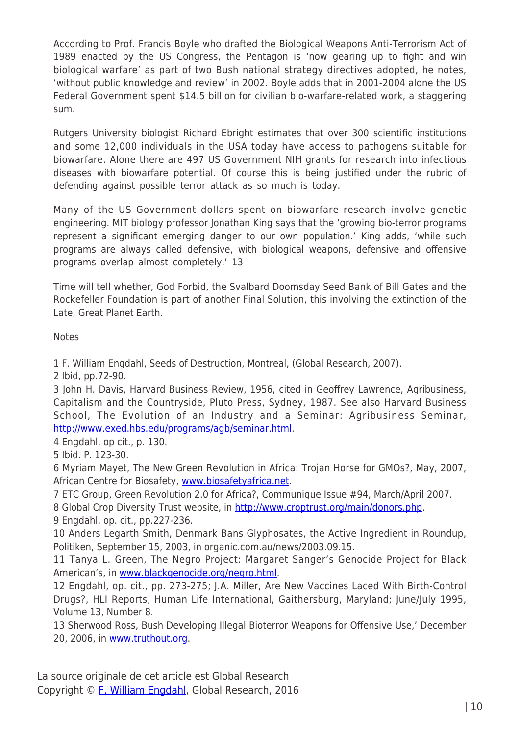According to Prof. Francis Boyle who drafted the Biological Weapons Anti-Terrorism Act of 1989 enacted by the US Congress, the Pentagon is 'now gearing up to fight and win biological warfare' as part of two Bush national strategy directives adopted, he notes, 'without public knowledge and review' in 2002. Boyle adds that in 2001-2004 alone the US Federal Government spent $14.5 billion for civilian bio-warfare-related work, a staggering sum.

Rutgers University biologist Richard Ebright estimates that over 300 scientific institutions and some 12,000 individuals in the USA today have access to pathogens suitable for biowarfare. Alone there are 497 US Government NIH grants for research into infectious diseases with biowarfare potential. Of course this is being justified under the rubric of defending against possible terror attack as so much is today.

Many of the US Government dollars spent on biowarfare research involve genetic engineering. MIT biology professor Jonathan King says that the 'growing bio-terror programs represent a significant emerging danger to our own population.' King adds, 'while such programs are always called defensive, with biological weapons, defensive and offensive programs overlap almost completely.' 13

Time will tell whether, God Forbid, the Svalbard Doomsday Seed Bank of Bill Gates and the Rockefeller Foundation is part of another Final Solution, this involving the extinction of the Late, Great Planet Earth.

Notes

1 F. William Engdahl, Seeds of Destruction, Montreal, (Global Research, 2007).
2 Ibid, pp.72-90.
3 John H. Davis, Harvard Business Review, 1956, cited in Geoffrey Lawrence, Agribusiness, Capitalism and the Countryside, Pluto Press, Sydney, 1987. See also Harvard Business School, The Evolution of an Industry and a Seminar: Agribusiness Seminar, http://www.exed.hbs.edu/programs/agb/seminar.html.
4 Engdahl, op cit., p. 130.
5 Ibid. P. 123-30.
6 Myriam Mayet, The New Green Revolution in Africa: Trojan Horse for GMOs?, May, 2007, African Centre for Biosafety, www.biosafetyafrica.net.
7 ETC Group, Green Revolution 2.0 for Africa?, Communique Issue #94, March/April 2007.
8 Global Crop Diversity Trust website, in http://www.croptrust.org/main/donors.php.
9 Engdahl, op. cit., pp.227-236.
10 Anders Legarth Smith, Denmark Bans Glyphosates, the Active Ingredient in Roundup, Politiken, September 15, 2003, in organic.com.au/news/2003.09.15.
11 Tanya L. Green, The Negro Project: Margaret Sanger's Genocide Project for Black American's, in www.blackgenocide.org/negro.html.
12 Engdahl, op. cit., pp. 273-275; J.A. Miller, Are New Vaccines Laced With Birth-Control Drugs?, HLI Reports, Human Life International, Gaithersburg, Maryland; June/July 1995, Volume 13, Number 8.
13 Sherwood Ross, Bush Developing Illegal Bioterror Weapons for Offensive Use,' December 20, 2006, in www.truthout.org.

La source originale de cet article est Global Research
Copyright © F. William Engdahl, Global Research, 2016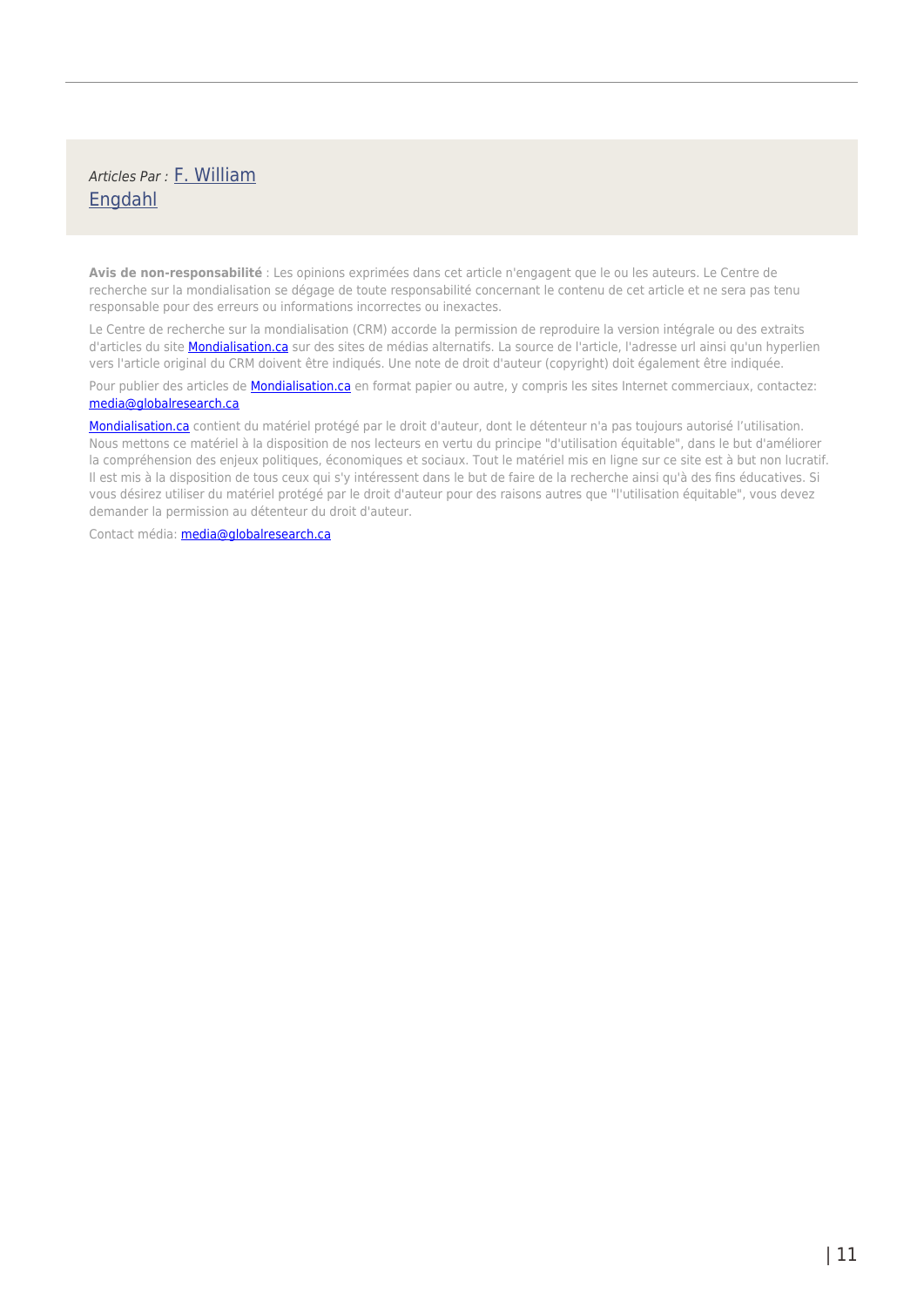*Articles Par :* F. William Engdahl

**Avis de non-responsabilité** : Les opinions exprimées dans cet article n'engagent que le ou les auteurs. Le Centre de recherche sur la mondialisation se dégage de toute responsabilité concernant le contenu de cet article et ne sera pas tenu responsable pour des erreurs ou informations incorrectes ou inexactes.

Le Centre de recherche sur la mondialisation (CRM) accorde la permission de reproduire la version intégrale ou des extraits d'articles du site Mondialisation.ca sur des sites de médias alternatifs. La source de l'article, l'adresse url ainsi qu'un hyperlien vers l'article original du CRM doivent être indiqués. Une note de droit d'auteur (copyright) doit également être indiquée.

Pour publier des articles de Mondialisation.ca en format papier ou autre, y compris les sites Internet commerciaux, contactez: media@globalresearch.ca

Mondialisation.ca contient du matériel protégé par le droit d'auteur, dont le détenteur n'a pas toujours autorisé l'utilisation. Nous mettons ce matériel à la disposition de nos lecteurs en vertu du principe "d'utilisation équitable", dans le but d'améliorer la compréhension des enjeux politiques, économiques et sociaux. Tout le matériel mis en ligne sur ce site est à but non lucratif. Il est mis à la disposition de tous ceux qui s'y intéressent dans le but de faire de la recherche ainsi qu'à des fins éducatives. Si vous désirez utiliser du matériel protégé par le droit d'auteur pour des raisons autres que "l'utilisation équitable", vous devez demander la permission au détenteur du droit d'auteur.

Contact média: media@globalresearch.ca